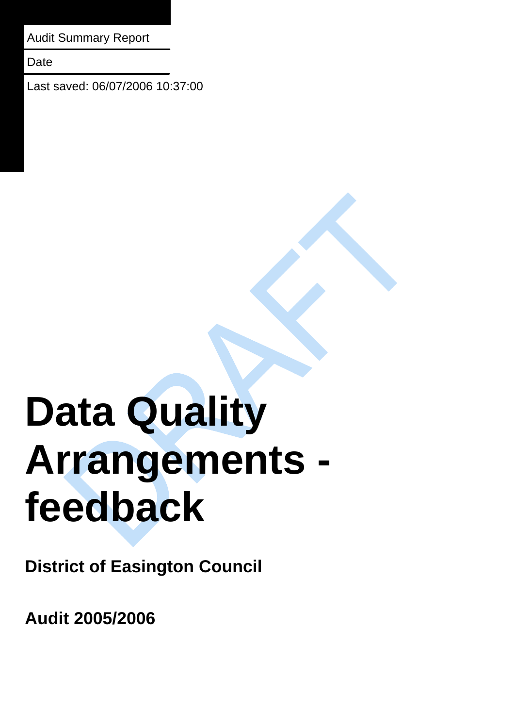Audit Summary Report

Date

Last saved: 06/07/2006 10:37:00

DRAFT

# Data Quality Arrangements - feedback

**District of Easington Council**

**Audit 2005/2006**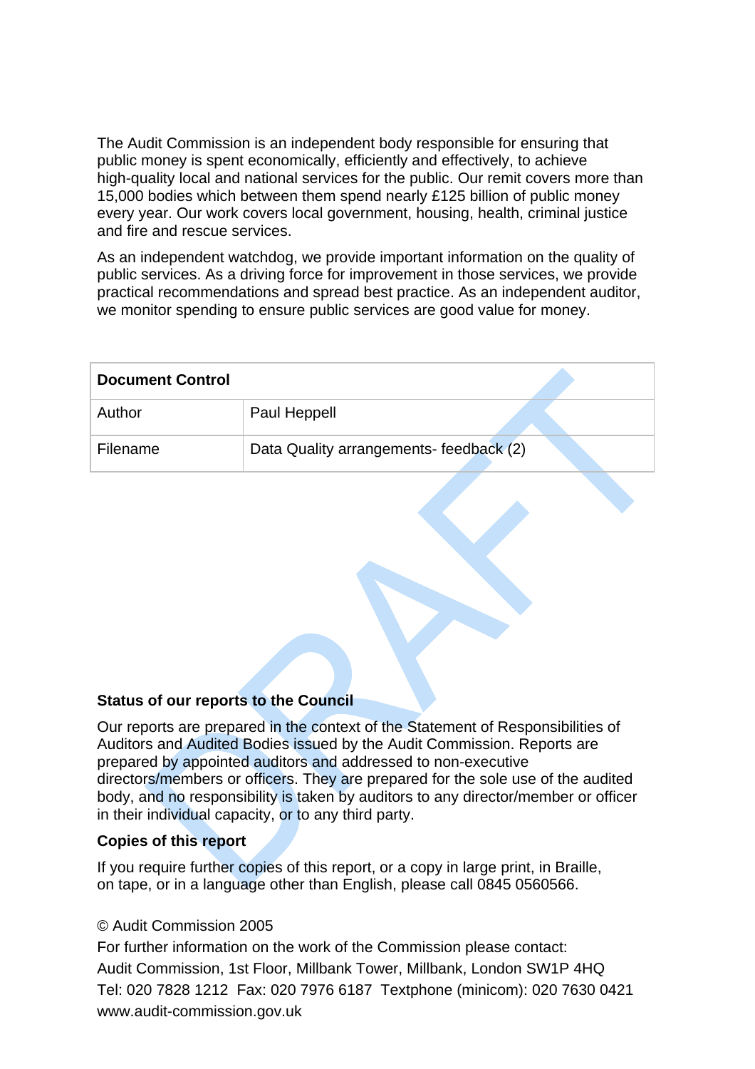The Audit Commission is an independent body responsible for ensuring that public money is spent economically, efficiently and effectively, to achieve high-quality local and national services for the public. Our remit covers more than 15,000 bodies which between them spend nearly £125 billion of public money every year. Our work covers local government, housing, health, criminal justice and fire and rescue services.

As an independent watchdog, we provide important information on the quality of public services. As a driving force for improvement in those services, we provide practical recommendations and spread best practice. As an independent auditor, we monitor spending to ensure public services are good value for money.

| **Document Control** | |
|---|---|
| Author | Paul Heppell |
| Filename | Data Quality arrangements- feedback (2) |

**Status of our reports to the Council**

Our reports are prepared in the context of the Statement of Responsibilities of Auditors and Audited Bodies issued by the Audit Commission. Reports are prepared by appointed auditors and addressed to non-executive directors/members or officers. They are prepared for the sole use of the audited body, and no responsibility is taken by auditors to any director/member or officer in their individual capacity, or to any third party.

**Copies of this report**

If you require further copies of this report, or a copy in large print, in Braille, on tape, or in a language other than English, please call 0845 0560566.

© Audit Commission 2005

For further information on the work of the Commission please contact:

Audit Commission, 1st Floor, Millbank Tower, Millbank, London SW1P 4HQ

Tel: 020 7828 1212 Fax: 020 7976 6187 Textphone (minicom): 020 7630 0421

www.audit-commission.gov.uk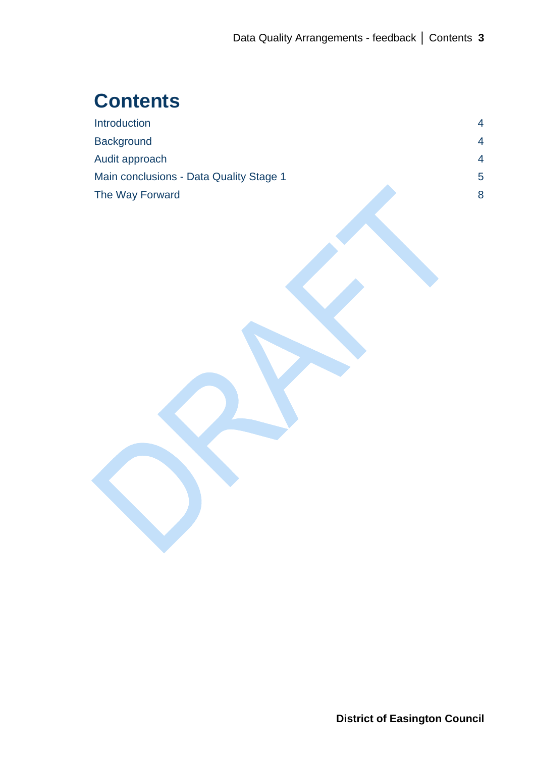# Contents

| | |
|---|---|
| Introduction | 4 |
| Background | 4 |
| Audit approach | 4 |
| Main conclusions - Data Quality Stage 1 | 5 |
| The Way Forward | 8 |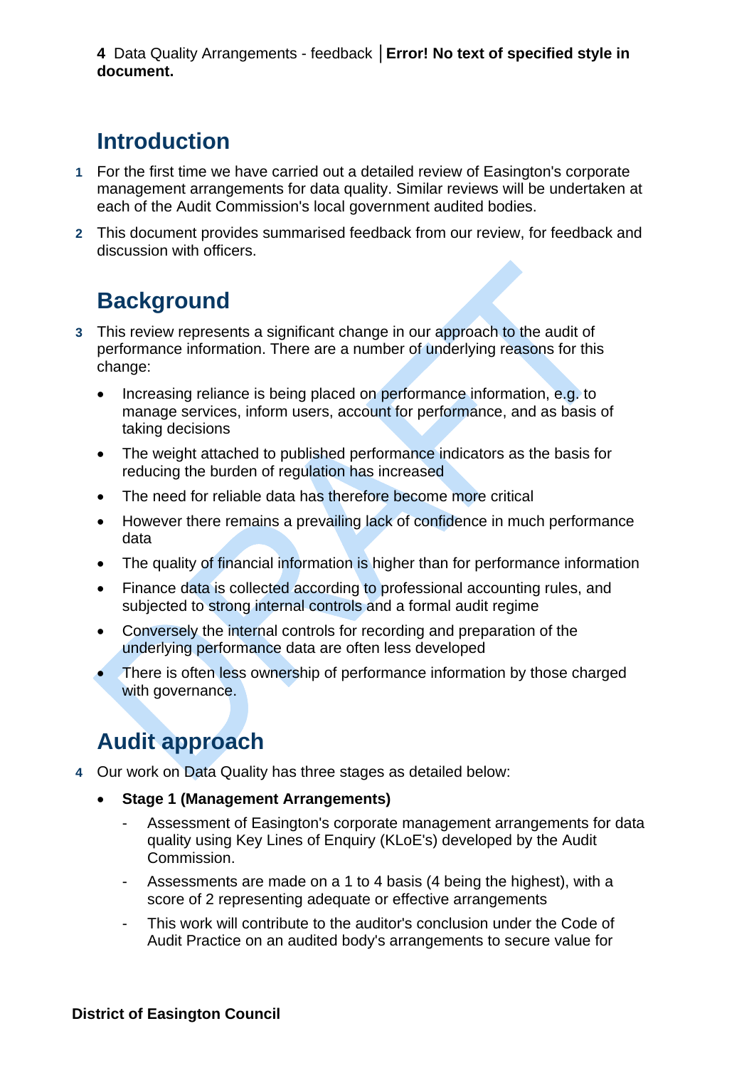## Introduction

1 For the first time we have carried out a detailed review of Easington's corporate management arrangements for data quality. Similar reviews will be undertaken at each of the Audit Commission's local government audited bodies.

2 This document provides summarised feedback from our review, for feedback and discussion with officers.

## Background

3 This review represents a significant change in our approach to the audit of performance information. There are a number of underlying reasons for this change:

- Increasing reliance is being placed on performance information, e.g. to manage services, inform users, account for performance, and as basis of taking decisions
- The weight attached to published performance indicators as the basis for reducing the burden of regulation has increased
- The need for reliable data has therefore become more critical
- However there remains a prevailing lack of confidence in much performance data
- The quality of financial information is higher than for performance information
- Finance data is collected according to professional accounting rules, and subjected to strong internal controls and a formal audit regime
- Conversely the internal controls for recording and preparation of the underlying performance data are often less developed
- There is often less ownership of performance information by those charged with governance.

## Audit approach

4 Our work on Data Quality has three stages as detailed below:

- **Stage 1 (Management Arrangements)**
  - Assessment of Easington's corporate management arrangements for data quality using Key Lines of Enquiry (KLoE's) developed by the Audit Commission.
  - Assessments are made on a 1 to 4 basis (4 being the highest), with a score of 2 representing adequate or effective arrangements
  - This work will contribute to the auditor's conclusion under the Code of Audit Practice on an audited body's arrangements to secure value for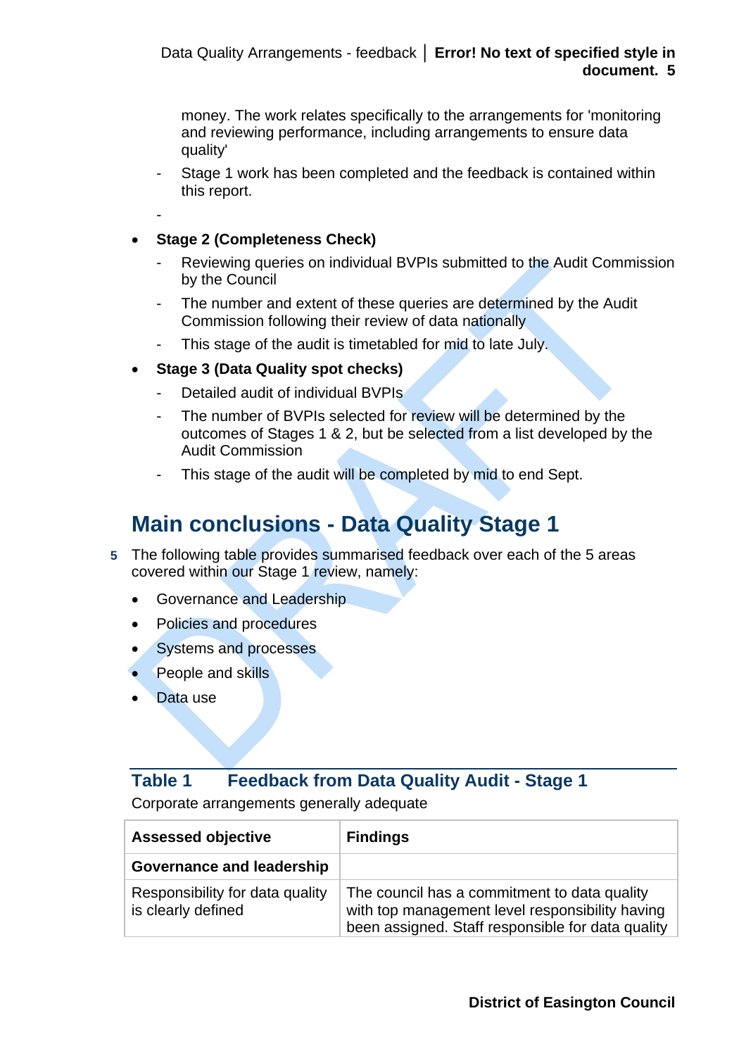money. The work relates specifically to the arrangements for 'monitoring and reviewing performance, including arrangements to ensure data quality'
  - Stage 1 work has been completed and the feedback is contained within this report.
  -

- **Stage 2 (Completeness Check)**
  - Reviewing queries on individual BVPIs submitted to the Audit Commission by the Council
  - The number and extent of these queries are determined by the Audit Commission following their review of data nationally
  - This stage of the audit is timetabled for mid to late July.
- **Stage 3 (Data Quality spot checks)**
  - Detailed audit of individual BVPIs
  - The number of BVPIs selected for review will be determined by the outcomes of Stages 1 & 2, but be selected from a list developed by the Audit Commission
  - This stage of the audit will be completed by mid to end Sept.

## Main conclusions - Data Quality Stage 1

5 The following table provides summarised feedback over each of the 5 areas covered within our Stage 1 review, namely:

- Governance and Leadership
- Policies and procedures
- Systems and processes
- People and skills
- Data use

### Table 1 Feedback from Data Quality Audit - Stage 1

Corporate arrangements generally adequate

| Assessed objective | Findings |
|---|---|
| **Governance and leadership** | |
| Responsibility for data quality is clearly defined | The council has a commitment to data quality with top management level responsibility having been assigned. Staff responsible for data quality |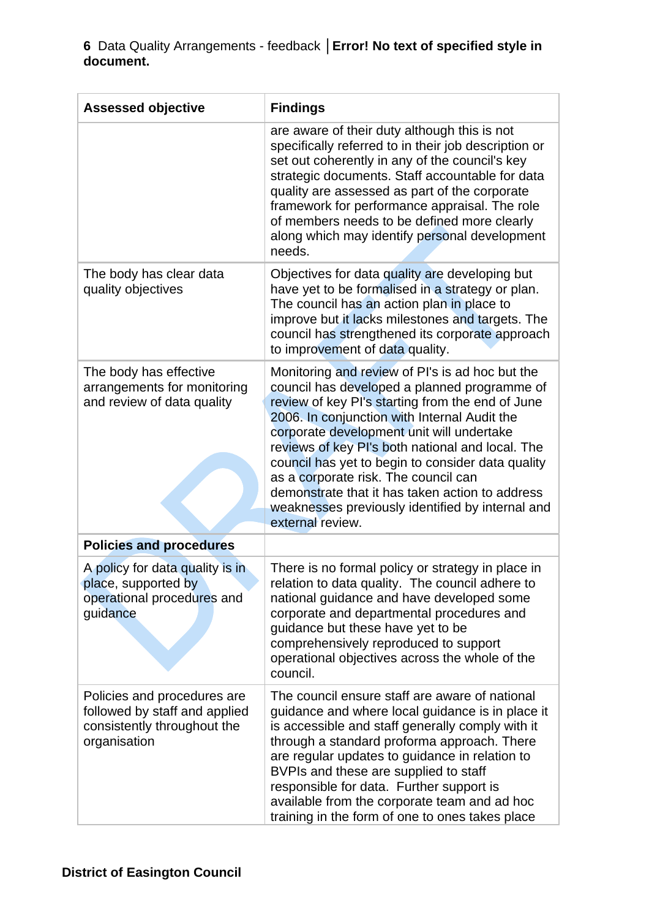| Assessed objective | Findings |
|---|---|
| | are aware of their duty although this is not specifically referred to in their job description or set out coherently in any of the council's key strategic documents. Staff accountable for data quality are assessed as part of the corporate framework for performance appraisal. The role of members needs to be defined more clearly along which may identify personal development needs. |
| The body has clear data quality objectives | Objectives for data quality are developing but have yet to be formalised in a strategy or plan. The council has an action plan in place to improve but it lacks milestones and targets. The council has strengthened its corporate approach to improvement of data quality. |
| The body has effective arrangements for monitoring and review of data quality | Monitoring and review of PI's is ad hoc but the council has developed a planned programme of review of key PI's starting from the end of June 2006. In conjunction with Internal Audit the corporate development unit will undertake reviews of key PI's both national and local. The council has yet to begin to consider data quality as a corporate risk. The council can demonstrate that it has taken action to address weaknesses previously identified by internal and external review. |
| **Policies and procedures** | |
| A policy for data quality is in place, supported by operational procedures and guidance | There is no formal policy or strategy in place in relation to data quality. The council adhere to national guidance and have developed some corporate and departmental procedures and guidance but these have yet to be comprehensively reproduced to support operational objectives across the whole of the council. |
| Policies and procedures are followed by staff and applied consistently throughout the organisation | The council ensure staff are aware of national guidance and where local guidance is in place it is accessible and staff generally comply with it through a standard proforma approach. There are regular updates to guidance in relation to BVPIs and these are supplied to staff responsible for data. Further support is available from the corporate team and ad hoc training in the form of one to ones takes place |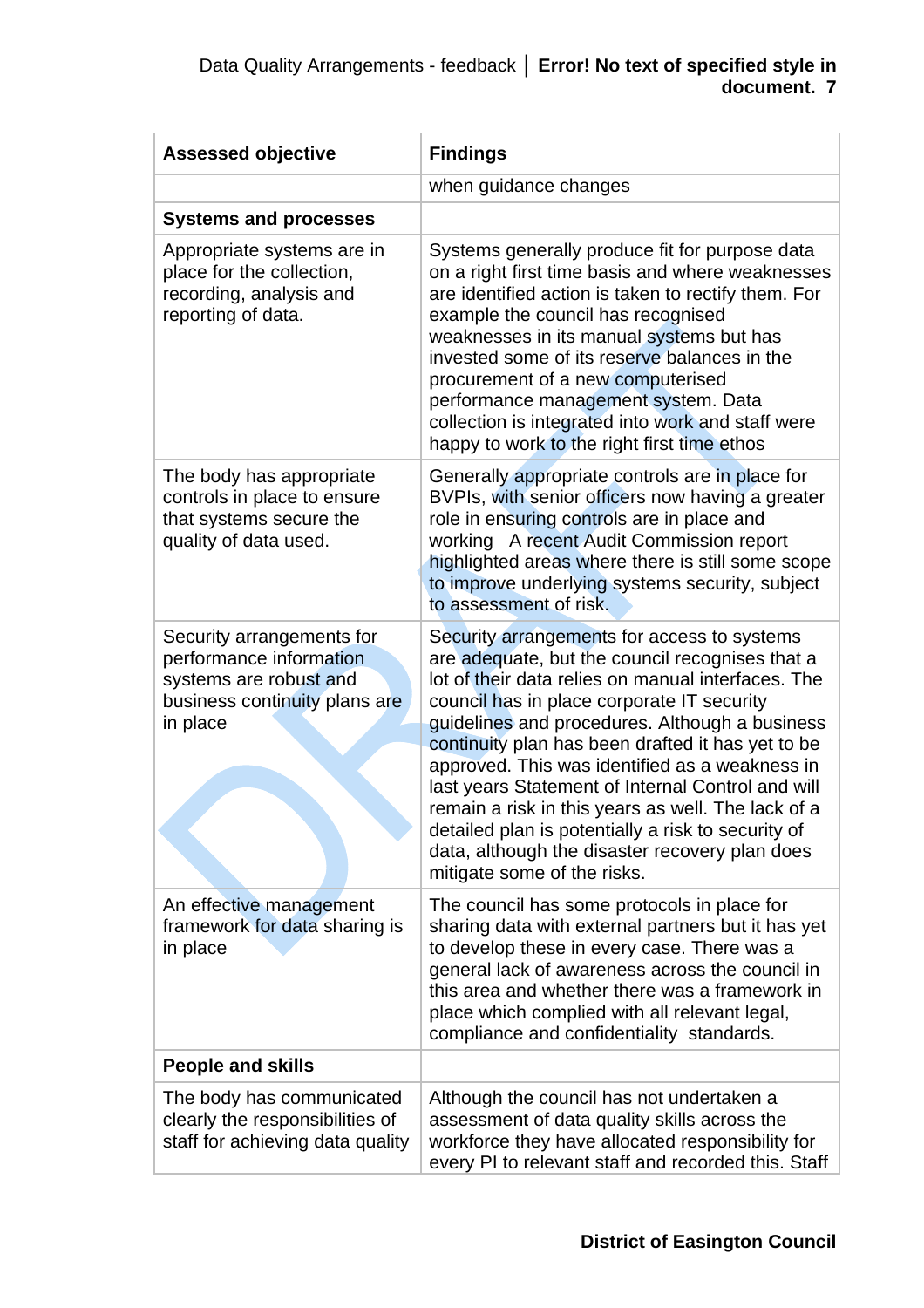| Assessed objective | Findings |
|---|---|
| | when guidance changes |
| **Systems and processes** | |
| Appropriate systems are in place for the collection, recording, analysis and reporting of data. | Systems generally produce fit for purpose data on a right first time basis and where weaknesses are identified action is taken to rectify them. For example the council has recognised weaknesses in its manual systems but has invested some of its reserve balances in the procurement of a new computerised performance management system. Data collection is integrated into work and staff were happy to work to the right first time ethos |
| The body has appropriate controls in place to ensure that systems secure the quality of data used. | Generally appropriate controls are in place for BVPIs, with senior officers now having a greater role in ensuring controls are in place and working  A recent Audit Commission report highlighted areas where there is still some scope to improve underlying systems security, subject to assessment of risk. |
| Security arrangements for performance information systems are robust and business continuity plans are in place | Security arrangements for access to systems are adequate, but the council recognises that a lot of their data relies on manual interfaces. The council has in place corporate IT security guidelines and procedures. Although a business continuity plan has been drafted it has yet to be approved. This was identified as a weakness in last years Statement of Internal Control and will remain a risk in this years as well. The lack of a detailed plan is potentially a risk to security of data, although the disaster recovery plan does mitigate some of the risks. |
| An effective management framework for data sharing is in place | The council has some protocols in place for sharing data with external partners but it has yet to develop these in every case. There was a general lack of awareness across the council in this area and whether there was a framework in place which complied with all relevant legal, compliance and confidentiality  standards. |
| **People and skills** | |
| The body has communicated clearly the responsibilities of staff for achieving data quality | Although the council has not undertaken a assessment of data quality skills across the workforce they have allocated responsibility for every PI to relevant staff and recorded this. Staff |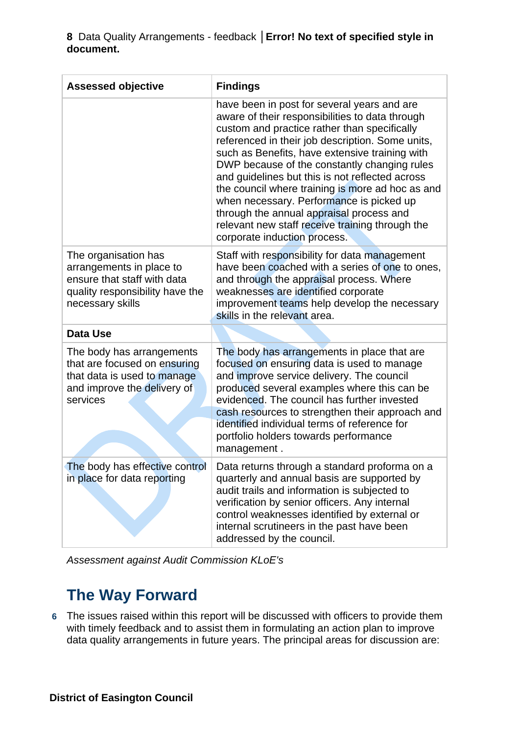| Assessed objective | Findings |
| --- | --- |
| | have been in post for several years and are aware of their responsibilities to data through custom and practice rather than specifically referenced in their job description. Some units, such as Benefits, have extensive training with DWP because of the constantly changing rules and guidelines but this is not reflected across the council where training is more ad hoc as and when necessary. Performance is picked up through the annual appraisal process and relevant new staff receive training through the corporate induction process. |
| The organisation has arrangements in place to ensure that staff with data quality responsibility have the necessary skills | Staff with responsibility for data management have been coached with a series of one to ones, and through the appraisal process. Where weaknesses are identified corporate improvement teams help develop the necessary skills in the relevant area. |
| **Data Use** | |
| The body has arrangements that are focused on ensuring that data is used to manage and improve the delivery of services | The body has arrangements in place that are focused on ensuring data is used to manage and improve service delivery. The council produced several examples where this can be evidenced. The council has further invested cash resources to strengthen their approach and identified individual terms of reference for portfolio holders towards performance management . |
| The body has effective control in place for data reporting | Data returns through a standard proforma on a quarterly and annual basis are supported by audit trails and information is subjected to verification by senior officers. Any internal control weaknesses identified by external or internal scrutineers in the past have been addressed by the council. |

*Assessment against Audit Commission KLoE's*

## The Way Forward

6 The issues raised within this report will be discussed with officers to provide them with timely feedback and to assist them in formulating an action plan to improve data quality arrangements in future years. The principal areas for discussion are: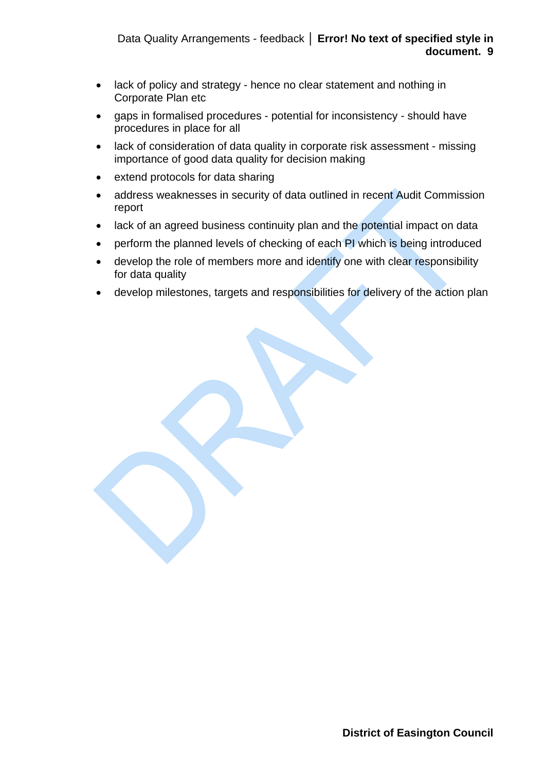- lack of policy and strategy - hence no clear statement and nothing in Corporate Plan etc
- gaps in formalised procedures - potential for inconsistency - should have procedures in place for all
- lack of consideration of data quality in corporate risk assessment - missing importance of good data quality for decision making
- extend protocols for data sharing
- address weaknesses in security of data outlined in recent Audit Commission report
- lack of an agreed business continuity plan and the potential impact on data
- perform the planned levels of checking of each PI which is being introduced
- develop the role of members more and identify one with clear responsibility for data quality
- develop milestones, targets and responsibilities for delivery of the action plan